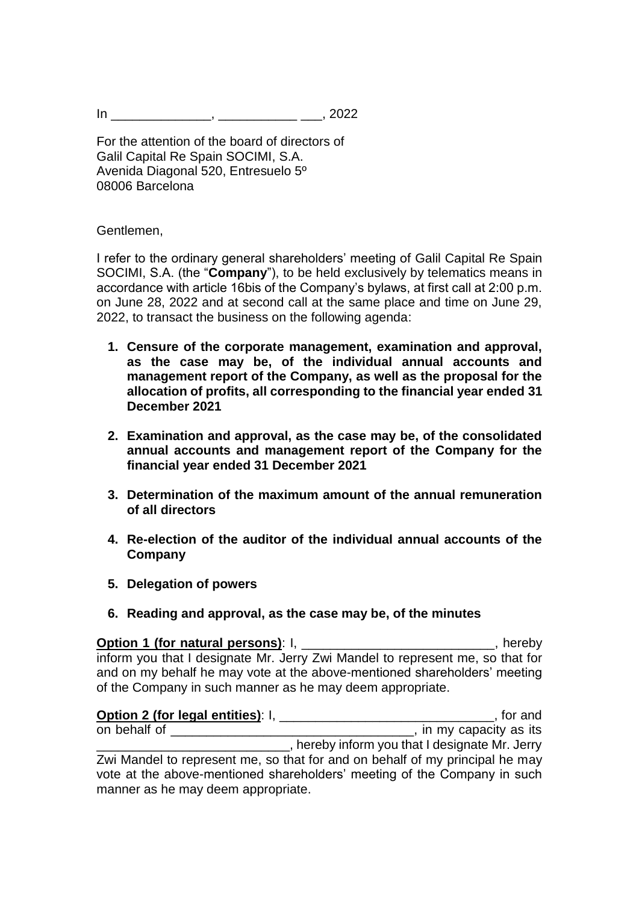In ______________, ___________ ___, 2022

For the attention of the board of directors of
Galil Capital Re Spain SOCIMI, S.A.
Avenida Diagonal 520, Entresuelo 5º
08006 Barcelona

Gentlemen,

I refer to the ordinary general shareholders' meeting of Galil Capital Re Spain SOCIMI, S.A. (the "**Company**"), to be held exclusively by telematics means in accordance with article 16bis of the Company's bylaws, at first call at 2:00 p.m. on June 28, 2022 and at second call at the same place and time on June 29, 2022, to transact the business on the following agenda:

1. **Censure of the corporate management, examination and approval, as the case may be, of the individual annual accounts and management report of the Company, as well as the proposal for the allocation of profits, all corresponding to the financial year ended 31 December 2021**

2. **Examination and approval, as the case may be, of the consolidated annual accounts and management report of the Company for the financial year ended 31 December 2021**

3. **Determination of the maximum amount of the annual remuneration of all directors**

4. **Re-election of the auditor of the individual annual accounts of the Company**

5. **Delegation of powers**

6. **Reading and approval, as the case may be, of the minutes**

**Option 1 (for natural persons)**: I, ___________________________, hereby inform you that I designate Mr. Jerry Zwi Mandel to represent me, so that for and on my behalf he may vote at the above-mentioned shareholders' meeting of the Company in such manner as he may deem appropriate.

**Option 2 (for legal entities)**: I, ______________________________, for and on behalf of __________________________________, in my capacity as its ___________________________, hereby inform you that I designate Mr. Jerry Zwi Mandel to represent me, so that for and on behalf of my principal he may vote at the above-mentioned shareholders' meeting of the Company in such manner as he may deem appropriate.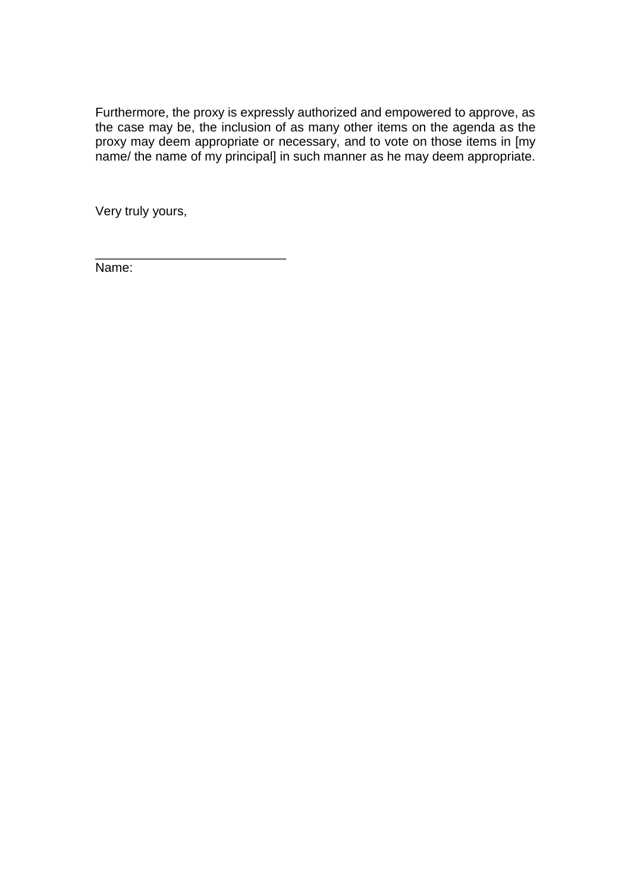Furthermore, the proxy is expressly authorized and empowered to approve, as the case may be, the inclusion of as many other items on the agenda as the proxy may deem appropriate or necessary, and to vote on those items in [my name/ the name of my principal] in such manner as he may deem appropriate.

Very truly yours,

___________________________
Name: